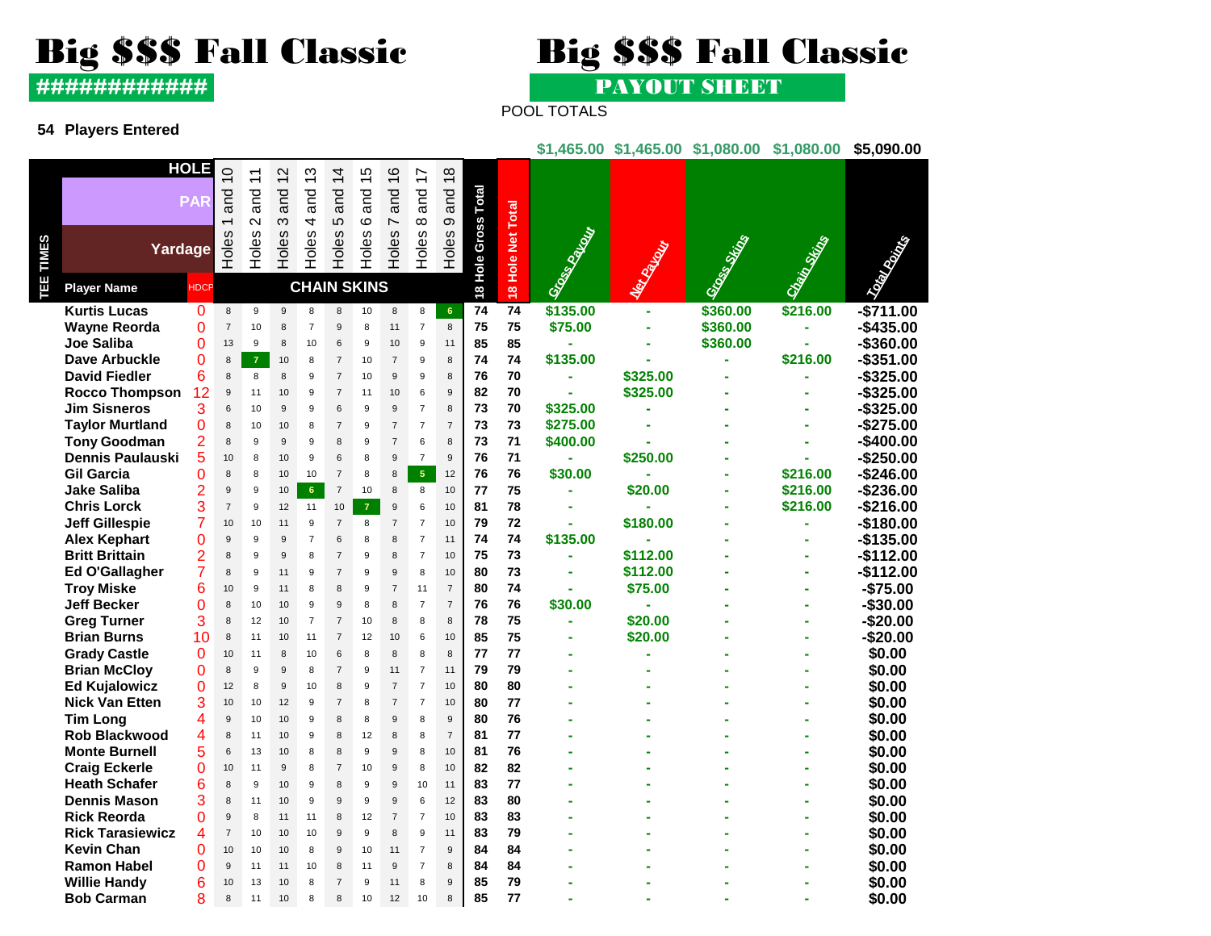# Big $$$ Fall Classic

############

**54 Players Entered**

# Big $$$ Fall Classic

**PAYOUT SHEET**

POOL TOTALS

| TEE TIMES | Player Name | HDCP | Holes 1 and 10 | Holes 2 and 11 | Holes 3 and 12 | Holes 4 and 13 | Holes 5 and 14 | Holes 6 and 15 | Holes 7 and 16 | Holes 8 and 17 | Holes 9 and 18 | 18 Hole Gross Total | 18 Hole Net Total | Gross Payout | Net Payout | Gross Skins | Chain Skins | Total Points |
|---|---|---|---|---|---|---|---|---|---|---|---|---|---|---|---|---|---|---|
| | | | | | | | | | | | | | | $1,465.00 | $1,465.00 | $1,080.00 | $1,080.00 | $5,090.00 |
| | Kurtis Lucas | 0 | 8 | 9 | 9 | 8 | 8 | 10 | 8 | 8 | 6 | 74 | 74 | $135.00 | - | $360.00 | $216.00 | -$711.00 |
| | Wayne Reorda | 0 | 7 | 10 | 8 | 7 | 9 | 8 | 11 | 7 | 8 | 75 | 75 | $75.00 | - | $360.00 | - | -$435.00 |
| | Joe Saliba | 0 | 13 | 9 | 8 | 10 | 6 | 9 | 10 | 9 | 11 | 85 | 85 | - | - | $360.00 | - | -$360.00 |
| | Dave Arbuckle | 0 | 8 | 7 | 10 | 8 | 7 | 10 | 7 | 9 | 8 | 74 | 74 | $135.00 | - | - | $216.00 | -$351.00 |
| | David Fiedler | 6 | 8 | 8 | 8 | 9 | 7 | 10 | 9 | 9 | 8 | 76 | 70 | - | $325.00 | - | - | -$325.00 |
| | Rocco Thompson | 12 | 9 | 11 | 10 | 9 | 7 | 11 | 10 | 6 | 9 | 82 | 70 | - | $325.00 | - | - | -$325.00 |
| | Jim Sisneros | 3 | 6 | 10 | 9 | 9 | 6 | 9 | 9 | 7 | 8 | 73 | 70 | $325.00 | - | - | - | -$325.00 |
| | Taylor Murtland | 0 | 8 | 10 | 10 | 8 | 7 | 9 | 7 | 7 | 7 | 73 | 73 | $275.00 | - | - | - | -$275.00 |
| | Tony Goodman | 2 | 8 | 9 | 9 | 9 | 8 | 9 | 7 | 6 | 8 | 73 | 71 | $400.00 | - | - | - | -$400.00 |
| | Dennis Paulauski | 5 | 10 | 8 | 10 | 9 | 6 | 8 | 9 | 7 | 9 | 76 | 71 | - | $250.00 | - | - | -$250.00 |
| | Gil Garcia | 0 | 8 | 8 | 10 | 10 | 7 | 8 | 8 | 5 | 12 | 76 | 76 | $30.00 | - | - | $216.00 | -$246.00 |
| | Jake Saliba | 2 | 9 | 9 | 10 | 6 | 7 | 10 | 8 | 8 | 10 | 77 | 75 | - | $20.00 | - | $216.00 | -$236.00 |
| | Chris Lorck | 3 | 7 | 9 | 12 | 11 | 10 | 7 | 9 | 6 | 10 | 81 | 78 | - | - | - | $216.00 | -$216.00 |
| | Jeff Gillespie | 7 | 10 | 10 | 11 | 9 | 7 | 8 | 7 | 7 | 10 | 79 | 72 | - | $180.00 | - | - | -$180.00 |
| | Alex Kephart | 0 | 9 | 9 | 9 | 7 | 6 | 8 | 8 | 7 | 11 | 74 | 74 | $135.00 | - | - | - | -$135.00 |
| | Britt Brittain | 2 | 8 | 9 | 9 | 8 | 7 | 9 | 8 | 7 | 10 | 75 | 73 | - | $112.00 | - | - | -$112.00 |
| | Ed O'Gallagher | 7 | 8 | 9 | 11 | 9 | 7 | 9 | 9 | 8 | 10 | 80 | 73 | - | $112.00 | - | - | -$112.00 |
| | Troy Miske | 6 | 10 | 9 | 11 | 8 | 8 | 9 | 7 | 11 | 7 | 80 | 74 | - | $75.00 | - | - | -$75.00 |
| | Jeff Becker | 0 | 8 | 10 | 10 | 9 | 9 | 8 | 8 | 7 | 7 | 76 | 76 | $30.00 | - | - | - | -$30.00 |
| | Greg Turner | 3 | 8 | 12 | 10 | 7 | 7 | 10 | 8 | 8 | 8 | 78 | 75 | - | $20.00 | - | - | -$20.00 |
| | Brian Burns | 10 | 8 | 11 | 10 | 11 | 7 | 12 | 10 | 6 | 10 | 85 | 75 | - | $20.00 | - | - | -$20.00 |
| | Grady Castle | 0 | 10 | 11 | 8 | 10 | 6 | 8 | 8 | 8 | 8 | 77 | 77 | - | - | - | - | $0.00 |
| | Brian McCloy | 0 | 8 | 9 | 9 | 8 | 7 | 9 | 11 | 7 | 11 | 79 | 79 | - | - | - | - | $0.00 |
| | Ed Kujalowicz | 0 | 12 | 8 | 9 | 10 | 8 | 9 | 7 | 7 | 10 | 80 | 80 | - | - | - | - | $0.00 |
| | Nick Van Etten | 3 | 10 | 10 | 12 | 9 | 7 | 8 | 7 | 7 | 10 | 80 | 77 | - | - | - | - | $0.00 |
| | Tim Long | 4 | 9 | 10 | 10 | 9 | 8 | 8 | 9 | 8 | 9 | 80 | 76 | - | - | - | - | $0.00 |
| | Rob Blackwood | 4 | 8 | 11 | 10 | 9 | 8 | 12 | 8 | 8 | 7 | 81 | 77 | - | - | - | - | $0.00 |
| | Monte Burnell | 5 | 6 | 13 | 10 | 8 | 8 | 9 | 9 | 8 | 10 | 81 | 76 | - | - | - | - | $0.00 |
| | Craig Eckerle | 0 | 10 | 11 | 9 | 8 | 7 | 10 | 9 | 8 | 10 | 82 | 82 | - | - | - | - | $0.00 |
| | Heath Schafer | 6 | 8 | 9 | 10 | 9 | 8 | 9 | 9 | 10 | 11 | 83 | 77 | - | - | - | - | $0.00 |
| | Dennis Mason | 3 | 8 | 11 | 10 | 9 | 9 | 9 | 9 | 6 | 12 | 83 | 80 | - | - | - | - | $0.00 |
| | Rick Reorda | 0 | 9 | 8 | 11 | 11 | 8 | 12 | 7 | 7 | 10 | 83 | 83 | - | - | - | - | $0.00 |
| | Rick Tarasiewicz | 4 | 7 | 10 | 10 | 10 | 9 | 9 | 8 | 9 | 11 | 83 | 79 | - | - | - | - | $0.00 |
| | Kevin Chan | 0 | 10 | 10 | 10 | 8 | 9 | 10 | 11 | 7 | 9 | 84 | 84 | - | - | - | - | $0.00 |
| | Ramon Habel | 0 | 9 | 11 | 11 | 10 | 8 | 11 | 9 | 7 | 8 | 84 | 84 | - | - | - | - | $0.00 |
| | Willie Handy | 6 | 10 | 13 | 10 | 8 | 7 | 9 | 11 | 8 | 9 | 85 | 79 | - | - | - | - | $0.00 |
| | Bob Carman | 8 | 8 | 11 | 10 | 8 | 8 | 10 | 12 | 10 | 8 | 85 | 77 | - | - | - | - | $0.00 |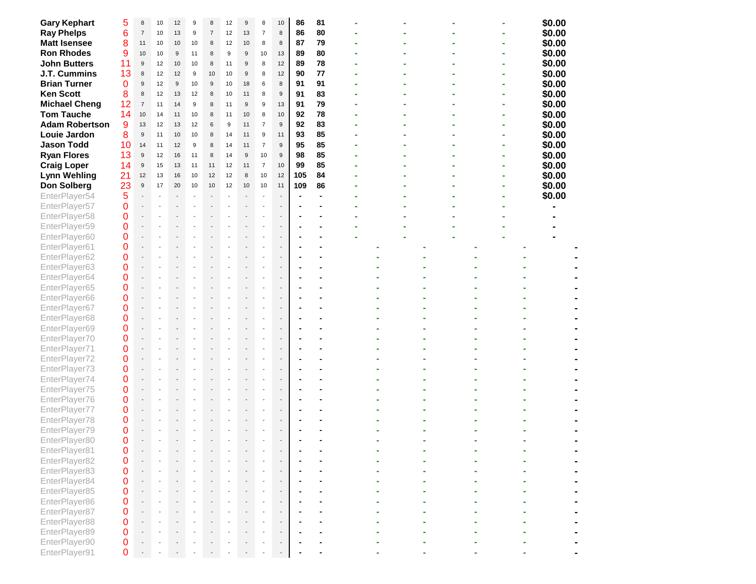| | | | | | | | | | | | | | | | | | |
|---|---|---|---|---|---|---|---|---|---|---|---|---|---|---|---|---|---|
| **Gary Kephart** | 5 | 8 | 10 | 12 | 9 | 8 | 12 | 9 | 8 | 10 | **86** | **81** | - | - | - | - | **$0.00** |
| **Ray Phelps** | 6 | 7 | 10 | 13 | 9 | 7 | 12 | 13 | 7 | 8 | **86** | **80** | - | - | - | - | **$0.00** |
| **Matt Isensee** | 8 | 11 | 10 | 10 | 10 | 8 | 12 | 10 | 8 | 8 | **87** | **79** | - | - | - | - | **$0.00** |
| **Ron Rhodes** | 9 | 10 | 10 | 9 | 11 | 8 | 9 | 9 | 10 | 13 | **89** | **80** | - | - | - | - | **$0.00** |
| **John Butters** | 11 | 9 | 12 | 10 | 10 | 8 | 11 | 9 | 8 | 12 | **89** | **78** | - | - | - | - | **$0.00** |
| **J.T. Cummins** | 13 | 8 | 12 | 12 | 9 | 10 | 10 | 9 | 8 | 12 | **90** | **77** | - | - | - | - | **$0.00** |
| **Brian Turner** | 0 | 9 | 12 | 9 | 10 | 9 | 10 | 18 | 6 | 8 | **91** | **91** | - | - | - | - | **$0.00** |
| **Ken Scott** | 8 | 8 | 12 | 13 | 12 | 8 | 10 | 11 | 8 | 9 | **91** | **83** | - | - | - | - | **$0.00** |
| **Michael Cheng** | 12 | 7 | 11 | 14 | 9 | 8 | 11 | 9 | 9 | 13 | **91** | **79** | - | - | - | - | **$0.00** |
| **Tom Tauche** | 14 | 10 | 14 | 11 | 10 | 8 | 11 | 10 | 8 | 10 | **92** | **78** | - | - | - | - | **$0.00** |
| **Adam Robertson** | 9 | 13 | 12 | 13 | 12 | 6 | 9 | 11 | 7 | 9 | **92** | **83** | - | - | - | - | **$0.00** |
| **Louie Jardon** | 8 | 9 | 11 | 10 | 10 | 8 | 14 | 11 | 9 | 11 | **93** | **85** | - | - | - | - | **$0.00** |
| **Jason Todd** | 10 | 14 | 11 | 12 | 9 | 8 | 14 | 11 | 7 | 9 | **95** | **85** | - | - | - | - | **$0.00** |
| **Ryan Flores** | 13 | 9 | 12 | 16 | 11 | 8 | 14 | 9 | 10 | 9 | **98** | **85** | - | - | - | - | **$0.00** |
| **Craig Loper** | 14 | 9 | 15 | 13 | 11 | 11 | 12 | 11 | 7 | 10 | **99** | **85** | - | - | - | - | **$0.00** |
| **Lynn Wehling** | 21 | 12 | 13 | 16 | 10 | 12 | 12 | 8 | 10 | 12 | **105** | **84** | - | - | - | - | **$0.00** |
| **Don Solberg** | 23 | 9 | 17 | 20 | 10 | 10 | 12 | 10 | 10 | 11 | **109** | **86** | - | - | - | - | **$0.00** |
| EnterPlayer54 | 5 | - | - | - | - | - | - | - | - | - | - | - | - | - | - | - | **$0.00** |
| EnterPlayer57 | 0 | - | - | - | - | - | - | - | - | - | - | - | - | - | - | - | - |
| EnterPlayer58 | 0 | - | - | - | - | - | - | - | - | - | - | - | - | - | - | - | - |
| EnterPlayer59 | 0 | - | - | - | - | - | - | - | - | - | - | - | - | - | - | - | - |
| EnterPlayer60 | 0 | - | - | - | - | - | - | - | - | - | - | - | - | - | - | - | - |
| EnterPlayer61 | 0 | - | - | - | - | - | - | - | - | - | - | - | - | - | - | - | - |
| EnterPlayer62 | 0 | - | - | - | - | - | - | - | - | - | - | - | - | - | - | - | - |
| EnterPlayer63 | 0 | - | - | - | - | - | - | - | - | - | - | - | - | - | - | - | - |
| EnterPlayer64 | 0 | - | - | - | - | - | - | - | - | - | - | - | - | - | - | - | - |
| EnterPlayer65 | 0 | - | - | - | - | - | - | - | - | - | - | - | - | - | - | - | - |
| EnterPlayer66 | 0 | - | - | - | - | - | - | - | - | - | - | - | - | - | - | - | - |
| EnterPlayer67 | 0 | - | - | - | - | - | - | - | - | - | - | - | - | - | - | - | - |
| EnterPlayer68 | 0 | - | - | - | - | - | - | - | - | - | - | - | - | - | - | - | - |
| EnterPlayer69 | 0 | - | - | - | - | - | - | - | - | - | - | - | - | - | - | - | - |
| EnterPlayer70 | 0 | - | - | - | - | - | - | - | - | - | - | - | - | - | - | - | - |
| EnterPlayer71 | 0 | - | - | - | - | - | - | - | - | - | - | - | - | - | - | - | - |
| EnterPlayer72 | 0 | - | - | - | - | - | - | - | - | - | - | - | - | - | - | - | - |
| EnterPlayer73 | 0 | - | - | - | - | - | - | - | - | - | - | - | - | - | - | - | - |
| EnterPlayer74 | 0 | - | - | - | - | - | - | - | - | - | - | - | - | - | - | - | - |
| EnterPlayer75 | 0 | - | - | - | - | - | - | - | - | - | - | - | - | - | - | - | - |
| EnterPlayer76 | 0 | - | - | - | - | - | - | - | - | - | - | - | - | - | - | - | - |
| EnterPlayer77 | 0 | - | - | - | - | - | - | - | - | - | - | - | - | - | - | - | - |
| EnterPlayer78 | 0 | - | - | - | - | - | - | - | - | - | - | - | - | - | - | - | - |
| EnterPlayer79 | 0 | - | - | - | - | - | - | - | - | - | - | - | - | - | - | - | - |
| EnterPlayer80 | 0 | - | - | - | - | - | - | - | - | - | - | - | - | - | - | - | - |
| EnterPlayer81 | 0 | - | - | - | - | - | - | - | - | - | - | - | - | - | - | - | - |
| EnterPlayer82 | 0 | - | - | - | - | - | - | - | - | - | - | - | - | - | - | - | - |
| EnterPlayer83 | 0 | - | - | - | - | - | - | - | - | - | - | - | - | - | - | - | - |
| EnterPlayer84 | 0 | - | - | - | - | - | - | - | - | - | - | - | - | - | - | - | - |
| EnterPlayer85 | 0 | - | - | - | - | - | - | - | - | - | - | - | - | - | - | - | - |
| EnterPlayer86 | 0 | - | - | - | - | - | - | - | - | - | - | - | - | - | - | - | - |
| EnterPlayer87 | 0 | - | - | - | - | - | - | - | - | - | - | - | - | - | - | - | - |
| EnterPlayer88 | 0 | - | - | - | - | - | - | - | - | - | - | - | - | - | - | - | - |
| EnterPlayer89 | 0 | - | - | - | - | - | - | - | - | - | - | - | - | - | - | - | - |
| EnterPlayer90 | 0 | - | - | - | - | - | - | - | - | - | - | - | - | - | - | - | - |
| EnterPlayer91 | 0 | - | - | - | - | - | - | - | - | - | - | - | - | - | - | - | - |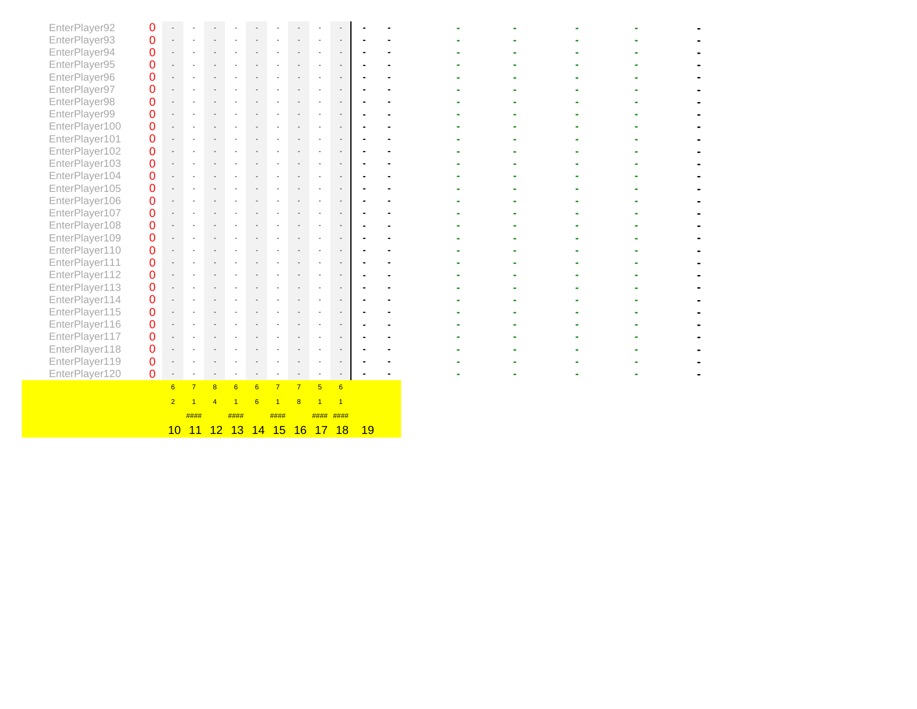| | | | | | | | | | | | | | | | | | |
|---|---|---|---|---|---|---|---|---|---|---|---|---|---|---|---|---|---|
| EnterPlayer92 | 0 | - | - | - | - | - | - | - | - | - | - | - | - | - | - | - | - |
| EnterPlayer93 | 0 | - | - | - | - | - | - | - | - | - | - | - | - | - | - | - | - |
| EnterPlayer94 | 0 | - | - | - | - | - | - | - | - | - | - | - | - | - | - | - | - |
| EnterPlayer95 | 0 | - | - | - | - | - | - | - | - | - | - | - | - | - | - | - | - |
| EnterPlayer96 | 0 | - | - | - | - | - | - | - | - | - | - | - | - | - | - | - | - |
| EnterPlayer97 | 0 | - | - | - | - | - | - | - | - | - | - | - | - | - | - | - | - |
| EnterPlayer98 | 0 | - | - | - | - | - | - | - | - | - | - | - | - | - | - | - | - |
| EnterPlayer99 | 0 | - | - | - | - | - | - | - | - | - | - | - | - | - | - | - | - |
| EnterPlayer100 | 0 | - | - | - | - | - | - | - | - | - | - | - | - | - | - | - | - |
| EnterPlayer101 | 0 | - | - | - | - | - | - | - | - | - | - | - | - | - | - | - | - |
| EnterPlayer102 | 0 | - | - | - | - | - | - | - | - | - | - | - | - | - | - | - | - |
| EnterPlayer103 | 0 | - | - | - | - | - | - | - | - | - | - | - | - | - | - | - | - |
| EnterPlayer104 | 0 | - | - | - | - | - | - | - | - | - | - | - | - | - | - | - | - |
| EnterPlayer105 | 0 | - | - | - | - | - | - | - | - | - | - | - | - | - | - | - | - |
| EnterPlayer106 | 0 | - | - | - | - | - | - | - | - | - | - | - | - | - | - | - | - |
| EnterPlayer107 | 0 | - | - | - | - | - | - | - | - | - | - | - | - | - | - | - | - |
| EnterPlayer108 | 0 | - | - | - | - | - | - | - | - | - | - | - | - | - | - | - | - |
| EnterPlayer109 | 0 | - | - | - | - | - | - | - | - | - | - | - | - | - | - | - | - |
| EnterPlayer110 | 0 | - | - | - | - | - | - | - | - | - | - | - | - | - | - | - | - |
| EnterPlayer111 | 0 | - | - | - | - | - | - | - | - | - | - | - | - | - | - | - | - |
| EnterPlayer112 | 0 | - | - | - | - | - | - | - | - | - | - | - | - | - | - | - | - |
| EnterPlayer113 | 0 | - | - | - | - | - | - | - | - | - | - | - | - | - | - | - | - |
| EnterPlayer114 | 0 | - | - | - | - | - | - | - | - | - | - | - | - | - | - | - | - |
| EnterPlayer115 | 0 | - | - | - | - | - | - | - | - | - | - | - | - | - | - | - | - |
| EnterPlayer116 | 0 | - | - | - | - | - | - | - | - | - | - | - | - | - | - | - | - |
| EnterPlayer117 | 0 | - | - | - | - | - | - | - | - | - | - | - | - | - | - | - | - |
| EnterPlayer118 | 0 | - | - | - | - | - | - | - | - | - | - | - | - | - | - | - | - |
| EnterPlayer119 | 0 | - | - | - | - | - | - | - | - | - | - | - | - | - | - | - | - |
| EnterPlayer120 | 0 | - | - | - | - | - | - | - | - | - | - | - | - | - | - | - | - |
| | | 6 | 7 | 8 | 6 | 6 | 7 | 7 | 5 | 6 | | | | | | | |
| | | 2 | 1 | 4 | 1 | 6 | 1 | 8 | 1 | 1 | | | | | | | |
| | | | #### | | #### | | #### | | #### | #### | | | | | | | |
| | | 10 | 11 | 12 | 13 | 14 | 15 | 16 | 17 | 18 | 19 | | | | | | |